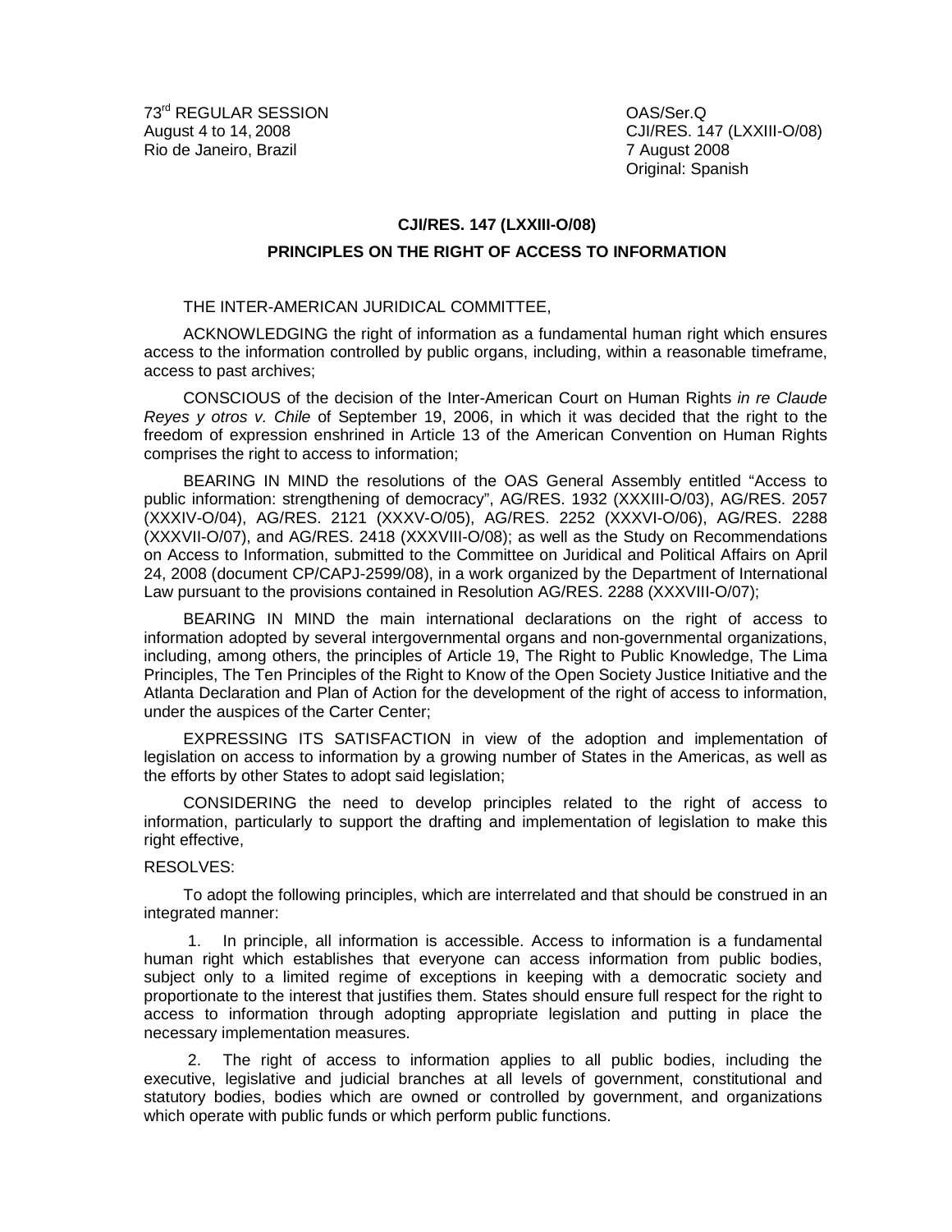73rd REGULAR SESSION
August 4 to 14, 2008
Rio de Janeiro, Brazil

OAS/Ser.Q
CJI/RES. 147 (LXXIII-O/08)
7 August 2008
Original: Spanish

## CJI/RES. 147 (LXXIII-O/08)

## PRINCIPLES ON THE RIGHT OF ACCESS TO INFORMATION

THE INTER-AMERICAN JURIDICAL COMMITTEE,

ACKNOWLEDGING the right of information as a fundamental human right which ensures access to the information controlled by public organs, including, within a reasonable timeframe, access to past archives;

CONSCIOUS of the decision of the Inter-American Court on Human Rights *in re Claude Reyes y otros v. Chile* of September 19, 2006, in which it was decided that the right to the freedom of expression enshrined in Article 13 of the American Convention on Human Rights comprises the right to access to information;

BEARING IN MIND the resolutions of the OAS General Assembly entitled "Access to public information: strengthening of democracy", AG/RES. 1932 (XXXIII-O/03), AG/RES. 2057 (XXXIV-O/04), AG/RES. 2121 (XXXV-O/05), AG/RES. 2252 (XXXVI-O/06), AG/RES. 2288 (XXXVII-O/07), and AG/RES. 2418 (XXXVIII-O/08); as well as the Study on Recommendations on Access to Information, submitted to the Committee on Juridical and Political Affairs on April 24, 2008 (document CP/CAPJ-2599/08), in a work organized by the Department of International Law pursuant to the provisions contained in Resolution AG/RES. 2288 (XXXVIII-O/07);

BEARING IN MIND the main international declarations on the right of access to information adopted by several intergovernmental organs and non-governmental organizations, including, among others, the principles of Article 19, The Right to Public Knowledge, The Lima Principles, The Ten Principles of the Right to Know of the Open Society Justice Initiative and the Atlanta Declaration and Plan of Action for the development of the right of access to information, under the auspices of the Carter Center;

EXPRESSING ITS SATISFACTION in view of the adoption and implementation of legislation on access to information by a growing number of States in the Americas, as well as the efforts by other States to adopt said legislation;

CONSIDERING the need to develop principles related to the right of access to information, particularly to support the drafting and implementation of legislation to make this right effective,

RESOLVES:

To adopt the following principles, which are interrelated and that should be construed in an integrated manner:

1. In principle, all information is accessible. Access to information is a fundamental human right which establishes that everyone can access information from public bodies, subject only to a limited regime of exceptions in keeping with a democratic society and proportionate to the interest that justifies them. States should ensure full respect for the right to access to information through adopting appropriate legislation and putting in place the necessary implementation measures.

2. The right of access to information applies to all public bodies, including the executive, legislative and judicial branches at all levels of government, constitutional and statutory bodies, bodies which are owned or controlled by government, and organizations which operate with public funds or which perform public functions.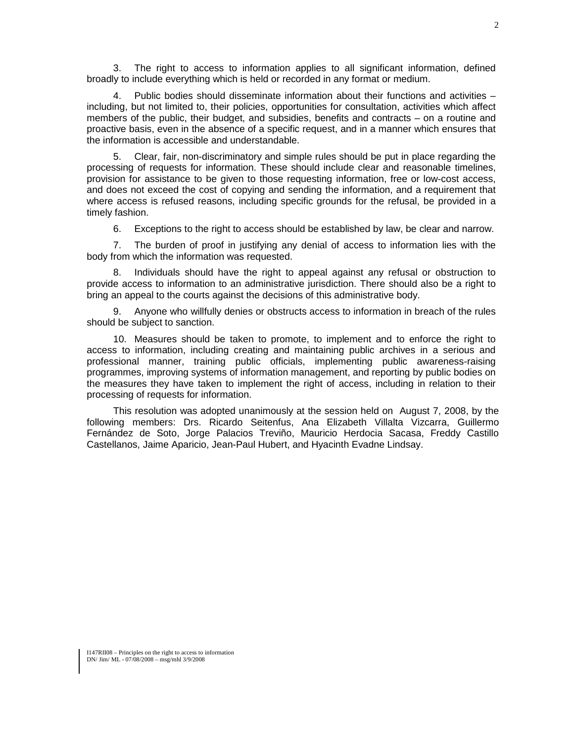3. The right to access to information applies to all significant information, defined broadly to include everything which is held or recorded in any format or medium.

4. Public bodies should disseminate information about their functions and activities – including, but not limited to, their policies, opportunities for consultation, activities which affect members of the public, their budget, and subsidies, benefits and contracts – on a routine and proactive basis, even in the absence of a specific request, and in a manner which ensures that the information is accessible and understandable.

5. Clear, fair, non-discriminatory and simple rules should be put in place regarding the processing of requests for information. These should include clear and reasonable timelines, provision for assistance to be given to those requesting information, free or low-cost access, and does not exceed the cost of copying and sending the information, and a requirement that where access is refused reasons, including specific grounds for the refusal, be provided in a timely fashion.

6. Exceptions to the right to access should be established by law, be clear and narrow.

7. The burden of proof in justifying any denial of access to information lies with the body from which the information was requested.

8. Individuals should have the right to appeal against any refusal or obstruction to provide access to information to an administrative jurisdiction. There should also be a right to bring an appeal to the courts against the decisions of this administrative body.

9. Anyone who willfully denies or obstructs access to information in breach of the rules should be subject to sanction.

10. Measures should be taken to promote, to implement and to enforce the right to access to information, including creating and maintaining public archives in a serious and professional manner, training public officials, implementing public awareness-raising programmes, improving systems of information management, and reporting by public bodies on the measures they have taken to implement the right of access, including in relation to their processing of requests for information.

This resolution was adopted unanimously at the session held on August 7, 2008, by the following members: Drs. Ricardo Seitenfus, Ana Elizabeth Villalta Vizcarra, Guillermo Fernández de Soto, Jorge Palacios Treviño, Mauricio Herdocia Sacasa, Freddy Castillo Castellanos, Jaime Aparicio, Jean-Paul Hubert, and Hyacinth Evadne Lindsay.

I147RII08 – Principles on the right to access to information
DN/ Jim/ ML - 07/08/2008 – msg/mhl 3/9/2008